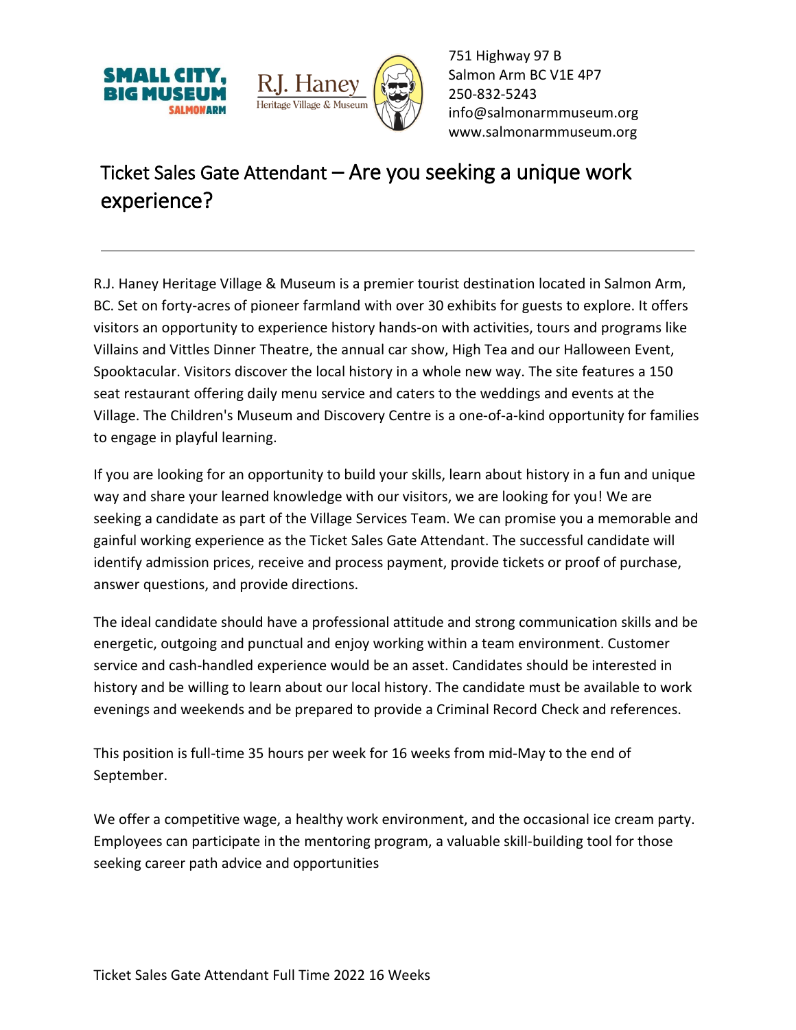SMALL CITY, BIG MUSEUM SALMON ARM

R.J. Haney Heritage Village & Museum

751 Highway 97 B
Salmon Arm BC V1E 4P7
250-832-5243
info@salmonarmmuseum.org
www.salmonarmmuseum.org

# Ticket Sales Gate Attendant – Are you seeking a unique work experience?

---

R.J. Haney Heritage Village & Museum is a premier tourist destination located in Salmon Arm, BC. Set on forty-acres of pioneer farmland with over 30 exhibits for guests to explore. It offers visitors an opportunity to experience history hands-on with activities, tours and programs like Villains and Vittles Dinner Theatre, the annual car show, High Tea and our Halloween Event, Spooktacular. Visitors discover the local history in a whole new way. The site features a 150 seat restaurant offering daily menu service and caters to the weddings and events at the Village. The Children's Museum and Discovery Centre is a one-of-a-kind opportunity for families to engage in playful learning.

If you are looking for an opportunity to build your skills, learn about history in a fun and unique way and share your learned knowledge with our visitors, we are looking for you! We are seeking a candidate as part of the Village Services Team. We can promise you a memorable and gainful working experience as the Ticket Sales Gate Attendant. The successful candidate will identify admission prices, receive and process payment, provide tickets or proof of purchase, answer questions, and provide directions.

The ideal candidate should have a professional attitude and strong communication skills and be energetic, outgoing and punctual and enjoy working within a team environment. Customer service and cash-handled experience would be an asset. Candidates should be interested in history and be willing to learn about our local history. The candidate must be available to work evenings and weekends and be prepared to provide a Criminal Record Check and references.

This position is full-time 35 hours per week for 16 weeks from mid-May to the end of September.

We offer a competitive wage, a healthy work environment, and the occasional ice cream party. Employees can participate in the mentoring program, a valuable skill-building tool for those seeking career path advice and opportunities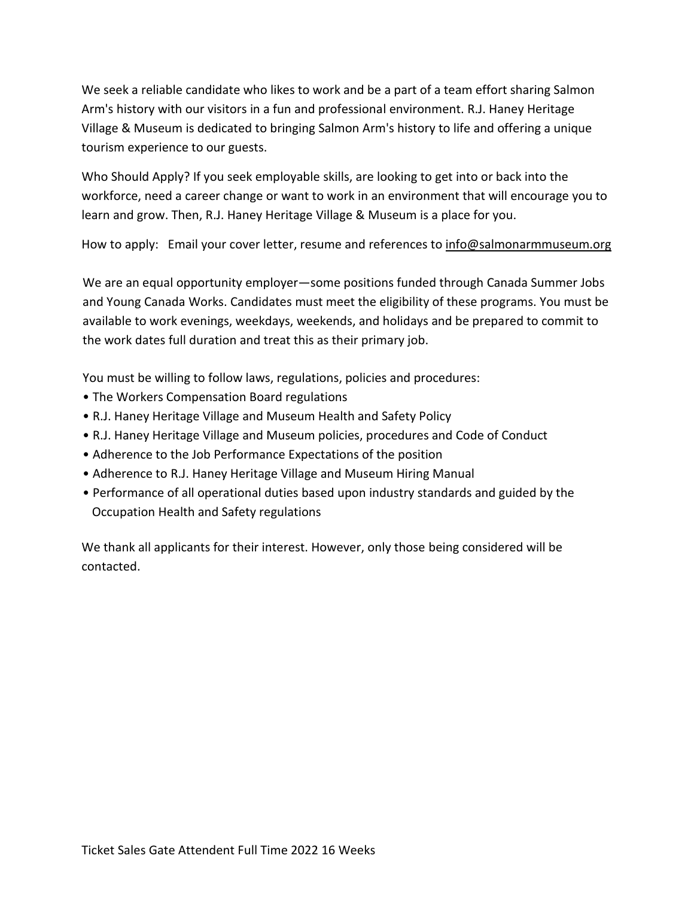We seek a reliable candidate who likes to work and be a part of a team effort sharing Salmon Arm's history with our visitors in a fun and professional environment. R.J. Haney Heritage Village & Museum is dedicated to bringing Salmon Arm's history to life and offering a unique tourism experience to our guests.

Who Should Apply? If you seek employable skills, are looking to get into or back into the workforce, need a career change or want to work in an environment that will encourage you to learn and grow. Then, R.J. Haney Heritage Village & Museum is a place for you.

How to apply: Email your cover letter, resume and references to info@salmonarmmuseum.org

We are an equal opportunity employer—some positions funded through Canada Summer Jobs and Young Canada Works. Candidates must meet the eligibility of these programs. You must be available to work evenings, weekdays, weekends, and holidays and be prepared to commit to the work dates full duration and treat this as their primary job.

You must be willing to follow laws, regulations, policies and procedures:

- The Workers Compensation Board regulations
- R.J. Haney Heritage Village and Museum Health and Safety Policy
- R.J. Haney Heritage Village and Museum policies, procedures and Code of Conduct
- Adherence to the Job Performance Expectations of the position
- Adherence to R.J. Haney Heritage Village and Museum Hiring Manual
- Performance of all operational duties based upon industry standards and guided by the Occupation Health and Safety regulations

We thank all applicants for their interest. However, only those being considered will be contacted.